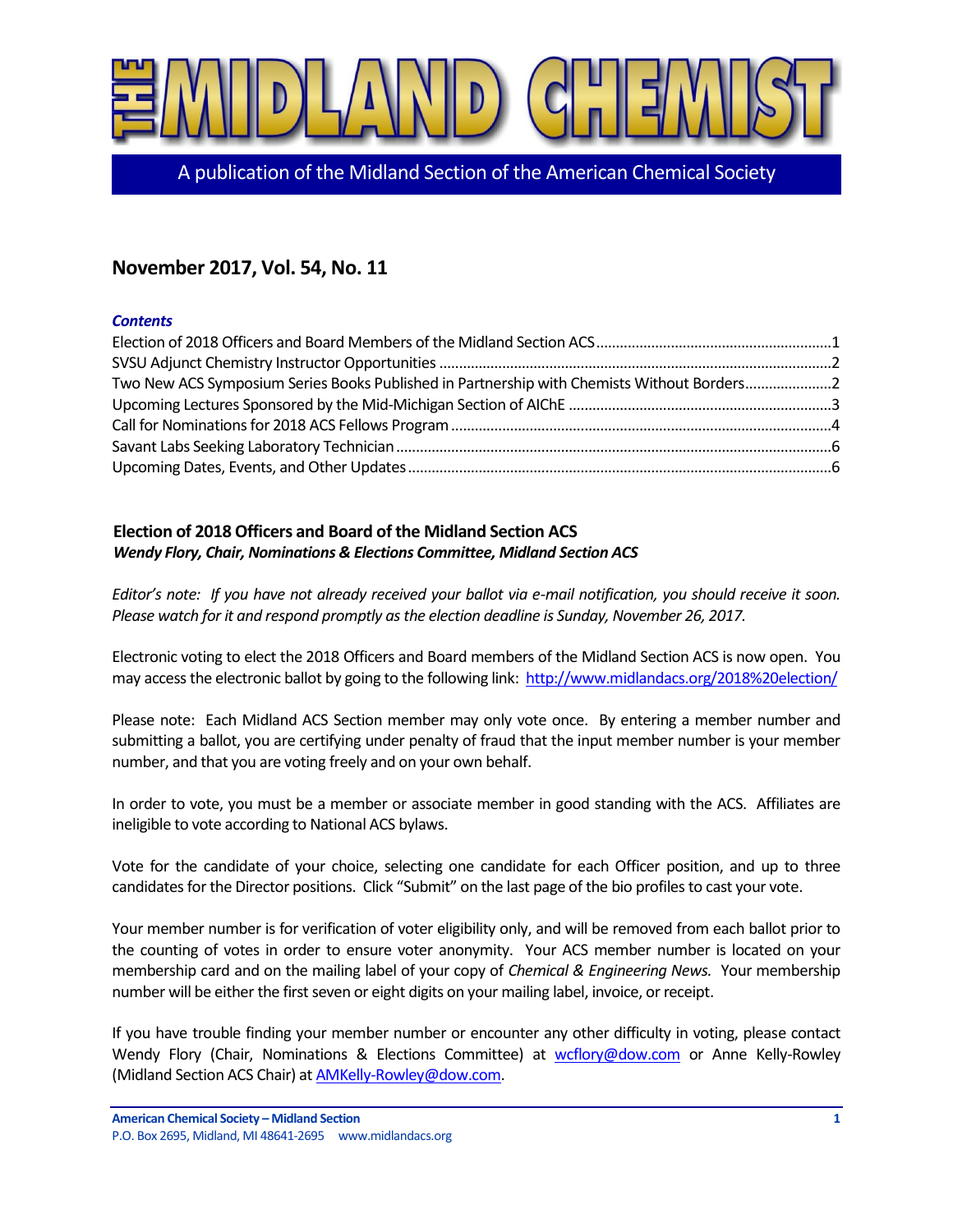# THE MIDLAND CHEMIST

A publication of the Midland Section of the American Chemical Society

## November 2017, Vol. 54, No. 11

***Contents***

Election of 2018 Officers and Board Members of the Midland Section ACS ........1
SVSU Adjunct Chemistry Instructor Opportunities ........2
Two New ACS Symposium Series Books Published in Partnership with Chemists Without Borders ........2
Upcoming Lectures Sponsored by the Mid-Michigan Section of AIChE ........3
Call for Nominations for 2018 ACS Fellows Program ........4
Savant Labs Seeking Laboratory Technician ........6
Upcoming Dates, Events, and Other Updates ........6

### Election of 2018 Officers and Board of the Midland Section ACS

***Wendy Flory, Chair, Nominations & Elections Committee, Midland Section ACS***

*Editor's note: If you have not already received your ballot via e-mail notification, you should receive it soon. Please watch for it and respond promptly as the election deadline is Sunday, November 26, 2017.*

Electronic voting to elect the 2018 Officers and Board members of the Midland Section ACS is now open. You may access the electronic ballot by going to the following link: http://www.midlandacs.org/2018%20election/

Please note: Each Midland ACS Section member may only vote once. By entering a member number and submitting a ballot, you are certifying under penalty of fraud that the input member number is your member number, and that you are voting freely and on your own behalf.

In order to vote, you must be a member or associate member in good standing with the ACS. Affiliates are ineligible to vote according to National ACS bylaws.

Vote for the candidate of your choice, selecting one candidate for each Officer position, and up to three candidates for the Director positions. Click "Submit" on the last page of the bio profiles to cast your vote.

Your member number is for verification of voter eligibility only, and will be removed from each ballot prior to the counting of votes in order to ensure voter anonymity. Your ACS member number is located on your membership card and on the mailing label of your copy of *Chemical & Engineering News.* Your membership number will be either the first seven or eight digits on your mailing label, invoice, or receipt.

If you have trouble finding your member number or encounter any other difficulty in voting, please contact Wendy Flory (Chair, Nominations & Elections Committee) at wcflory@dow.com or Anne Kelly-Rowley (Midland Section ACS Chair) at AMKelly-Rowley@dow.com.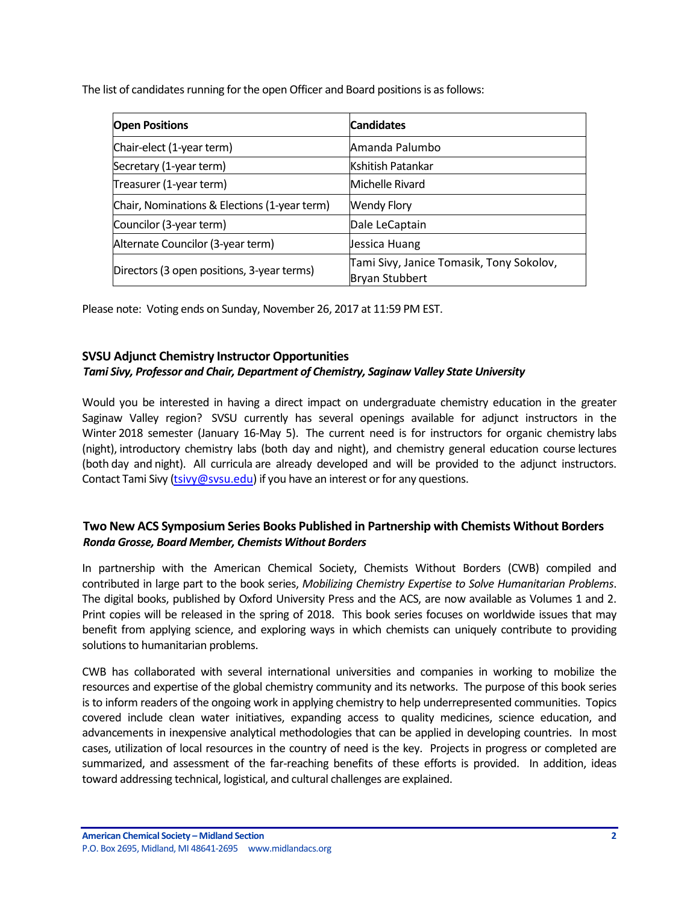The list of candidates running for the open Officer and Board positions is as follows:

| Open Positions | Candidates |
|---|---|
| Chair-elect (1-year term) | Amanda Palumbo |
| Secretary (1-year term) | Kshitish Patankar |
| Treasurer (1-year term) | Michelle Rivard |
| Chair, Nominations & Elections (1-year term) | Wendy Flory |
| Councilor (3-year term) | Dale LeCaptain |
| Alternate Councilor (3-year term) | Jessica Huang |
| Directors (3 open positions, 3-year terms) | Tami Sivy, Janice Tomasik, Tony Sokolov, Bryan Stubbert |

Please note: Voting ends on Sunday, November 26, 2017 at 11:59 PM EST.

### SVSU Adjunct Chemistry Instructor Opportunities

***Tami Sivy, Professor and Chair, Department of Chemistry, Saginaw Valley State University***

Would you be interested in having a direct impact on undergraduate chemistry education in the greater Saginaw Valley region? SVSU currently has several openings available for adjunct instructors in the Winter 2018 semester (January 16-May 5). The current need is for instructors for organic chemistry labs (night), introductory chemistry labs (both day and night), and chemistry general education course lectures (both day and night). All curricula are already developed and will be provided to the adjunct instructors. Contact Tami Sivy (tsivy@svsu.edu) if you have an interest or for any questions.

### Two New ACS Symposium Series Books Published in Partnership with Chemists Without Borders

***Ronda Grosse, Board Member, Chemists Without Borders***

In partnership with the American Chemical Society, Chemists Without Borders (CWB) compiled and contributed in large part to the book series, *Mobilizing Chemistry Expertise to Solve Humanitarian Problems*. The digital books, published by Oxford University Press and the ACS, are now available as Volumes 1 and 2. Print copies will be released in the spring of 2018. This book series focuses on worldwide issues that may benefit from applying science, and exploring ways in which chemists can uniquely contribute to providing solutions to humanitarian problems.

CWB has collaborated with several international universities and companies in working to mobilize the resources and expertise of the global chemistry community and its networks. The purpose of this book series is to inform readers of the ongoing work in applying chemistry to help underrepresented communities. Topics covered include clean water initiatives, expanding access to quality medicines, science education, and advancements in inexpensive analytical methodologies that can be applied in developing countries. In most cases, utilization of local resources in the country of need is the key. Projects in progress or completed are summarized, and assessment of the far-reaching benefits of these efforts is provided. In addition, ideas toward addressing technical, logistical, and cultural challenges are explained.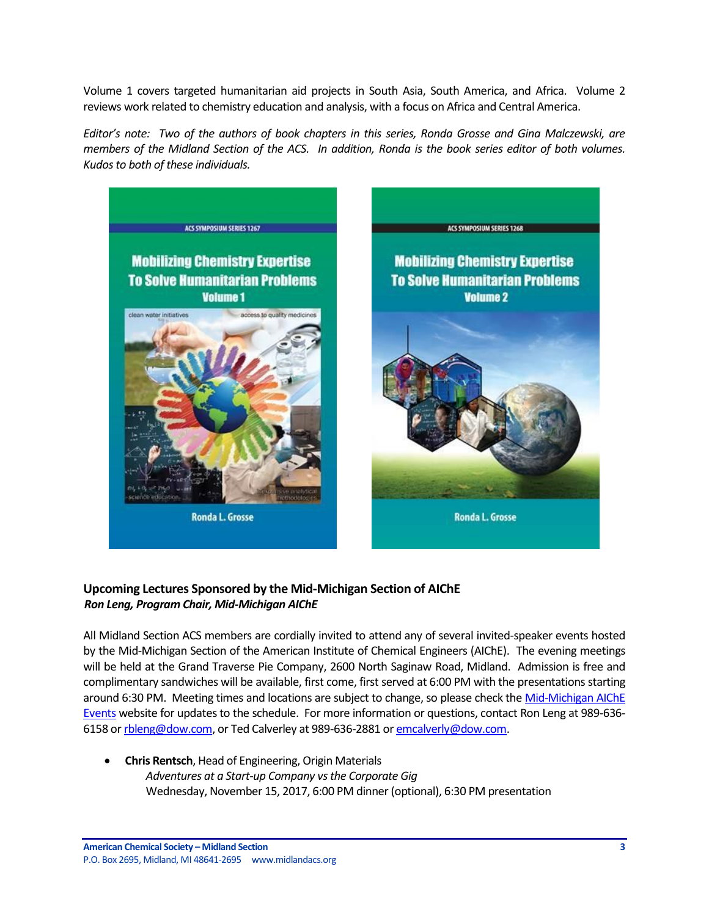Volume 1 covers targeted humanitarian aid projects in South Asia, South America, and Africa. Volume 2 reviews work related to chemistry education and analysis, with a focus on Africa and Central America.

*Editor's note: Two of the authors of book chapters in this series, Ronda Grosse and Gina Malczewski, are members of the Midland Section of the ACS. In addition, Ronda is the book series editor of both volumes. Kudos to both of these individuals.*

### Upcoming Lectures Sponsored by the Mid-Michigan Section of AIChE

***Ron Leng, Program Chair, Mid-Michigan AIChE***

All Midland Section ACS members are cordially invited to attend any of several invited-speaker events hosted by the Mid-Michigan Section of the American Institute of Chemical Engineers (AIChE). The evening meetings will be held at the Grand Traverse Pie Company, 2600 North Saginaw Road, Midland. Admission is free and complimentary sandwiches will be available, first come, first served at 6:00 PM with the presentations starting around 6:30 PM. Meeting times and locations are subject to change, so please check the Mid-Michigan AIChE Events website for updates to the schedule. For more information or questions, contact Ron Leng at 989-636-6158 or rbleng@dow.com, or Ted Calverley at 989-636-2881 or emcalverly@dow.com.

- **Chris Rentsch**, Head of Engineering, Origin Materials
  *Adventures at a Start-up Company vs the Corporate Gig*
  Wednesday, November 15, 2017, 6:00 PM dinner (optional), 6:30 PM presentation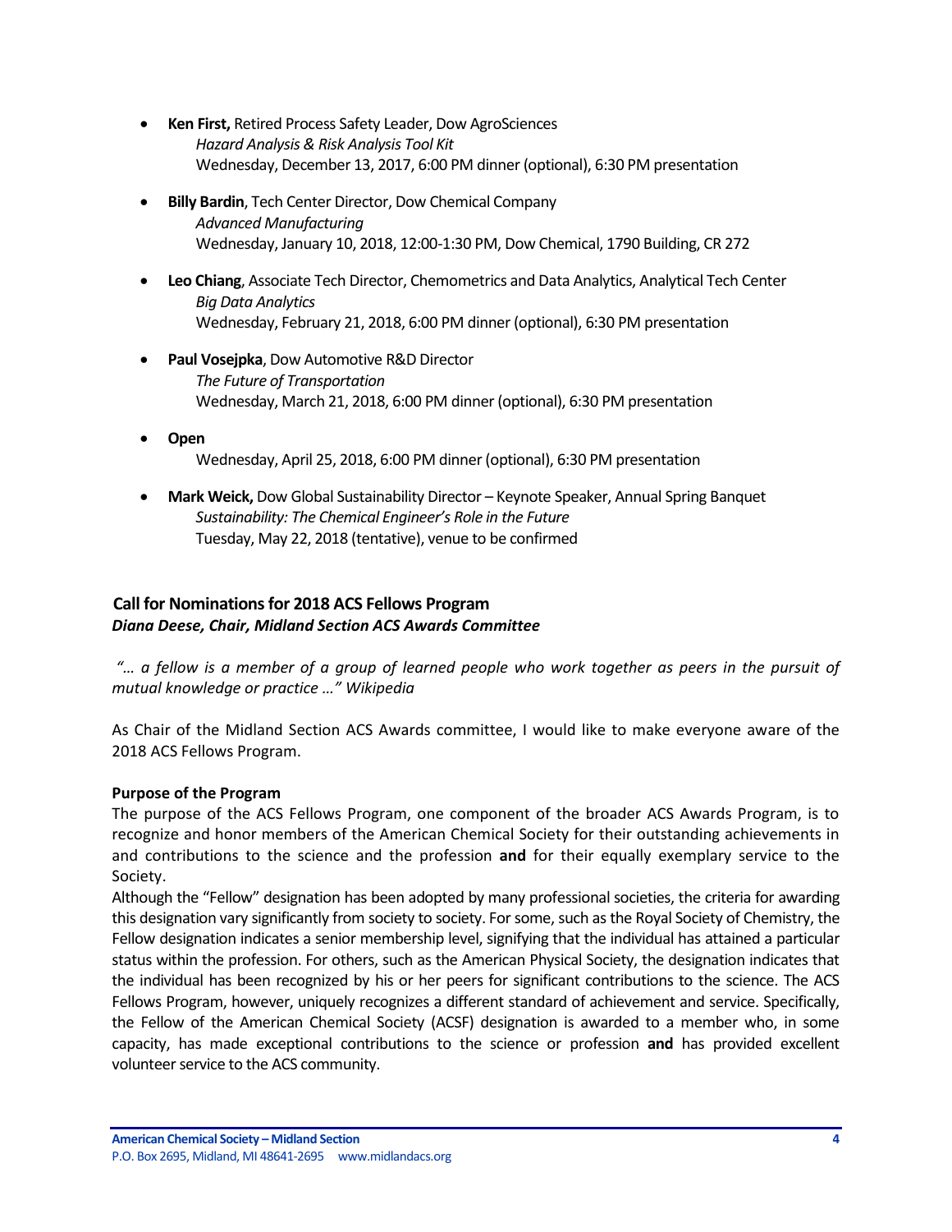- **Ken First,** Retired Process Safety Leader, Dow AgroSciences
  *Hazard Analysis & Risk Analysis Tool Kit*
  Wednesday, December 13, 2017, 6:00 PM dinner (optional), 6:30 PM presentation

- **Billy Bardin**, Tech Center Director, Dow Chemical Company
  *Advanced Manufacturing*
  Wednesday, January 10, 2018, 12:00-1:30 PM, Dow Chemical, 1790 Building, CR 272

- **Leo Chiang**, Associate Tech Director, Chemometrics and Data Analytics, Analytical Tech Center
  *Big Data Analytics*
  Wednesday, February 21, 2018, 6:00 PM dinner (optional), 6:30 PM presentation

- **Paul Vosejpka**, Dow Automotive R&D Director
  *The Future of Transportation*
  Wednesday, March 21, 2018, 6:00 PM dinner (optional), 6:30 PM presentation

- **Open**
  Wednesday, April 25, 2018, 6:00 PM dinner (optional), 6:30 PM presentation

- **Mark Weick,** Dow Global Sustainability Director – Keynote Speaker, Annual Spring Banquet
  *Sustainability: The Chemical Engineer's Role in the Future*
  Tuesday, May 22, 2018 (tentative), venue to be confirmed

## Call for Nominations for 2018 ACS Fellows Program

***Diana Deese, Chair, Midland Section ACS Awards Committee***

*"… a fellow is a member of a group of learned people who work together as peers in the pursuit of mutual knowledge or practice …" Wikipedia*

As Chair of the Midland Section ACS Awards committee, I would like to make everyone aware of the 2018 ACS Fellows Program.

**Purpose of the Program**

The purpose of the ACS Fellows Program, one component of the broader ACS Awards Program, is to recognize and honor members of the American Chemical Society for their outstanding achievements in and contributions to the science and the profession **and** for their equally exemplary service to the Society.

Although the "Fellow" designation has been adopted by many professional societies, the criteria for awarding this designation vary significantly from society to society. For some, such as the Royal Society of Chemistry, the Fellow designation indicates a senior membership level, signifying that the individual has attained a particular status within the profession. For others, such as the American Physical Society, the designation indicates that the individual has been recognized by his or her peers for significant contributions to the science. The ACS Fellows Program, however, uniquely recognizes a different standard of achievement and service. Specifically, the Fellow of the American Chemical Society (ACSF) designation is awarded to a member who, in some capacity, has made exceptional contributions to the science or profession **and** has provided excellent volunteer service to the ACS community.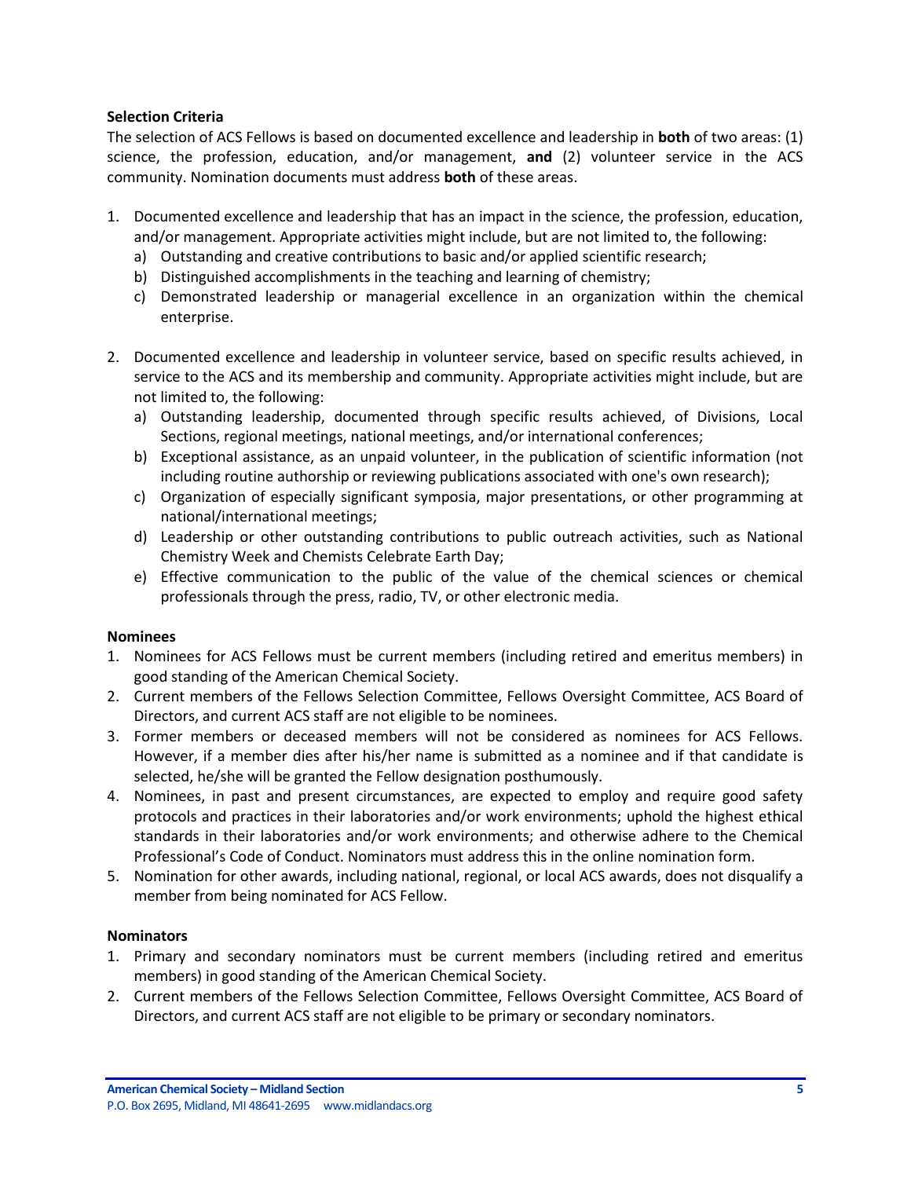**Selection Criteria**

The selection of ACS Fellows is based on documented excellence and leadership in **both** of two areas: (1) science, the profession, education, and/or management, **and** (2) volunteer service in the ACS community. Nomination documents must address **both** of these areas.

1. Documented excellence and leadership that has an impact in the science, the profession, education, and/or management. Appropriate activities might include, but are not limited to, the following:
   a) Outstanding and creative contributions to basic and/or applied scientific research;
   b) Distinguished accomplishments in the teaching and learning of chemistry;
   c) Demonstrated leadership or managerial excellence in an organization within the chemical enterprise.

2. Documented excellence and leadership in volunteer service, based on specific results achieved, in service to the ACS and its membership and community. Appropriate activities might include, but are not limited to, the following:
   a) Outstanding leadership, documented through specific results achieved, of Divisions, Local Sections, regional meetings, national meetings, and/or international conferences;
   b) Exceptional assistance, as an unpaid volunteer, in the publication of scientific information (not including routine authorship or reviewing publications associated with one's own research);
   c) Organization of especially significant symposia, major presentations, or other programming at national/international meetings;
   d) Leadership or other outstanding contributions to public outreach activities, such as National Chemistry Week and Chemists Celebrate Earth Day;
   e) Effective communication to the public of the value of the chemical sciences or chemical professionals through the press, radio, TV, or other electronic media.

**Nominees**

1. Nominees for ACS Fellows must be current members (including retired and emeritus members) in good standing of the American Chemical Society.
2. Current members of the Fellows Selection Committee, Fellows Oversight Committee, ACS Board of Directors, and current ACS staff are not eligible to be nominees.
3. Former members or deceased members will not be considered as nominees for ACS Fellows. However, if a member dies after his/her name is submitted as a nominee and if that candidate is selected, he/she will be granted the Fellow designation posthumously.
4. Nominees, in past and present circumstances, are expected to employ and require good safety protocols and practices in their laboratories and/or work environments; uphold the highest ethical standards in their laboratories and/or work environments; and otherwise adhere to the Chemical Professional's Code of Conduct. Nominators must address this in the online nomination form.
5. Nomination for other awards, including national, regional, or local ACS awards, does not disqualify a member from being nominated for ACS Fellow.

**Nominators**

1. Primary and secondary nominators must be current members (including retired and emeritus members) in good standing of the American Chemical Society.
2. Current members of the Fellows Selection Committee, Fellows Oversight Committee, ACS Board of Directors, and current ACS staff are not eligible to be primary or secondary nominators.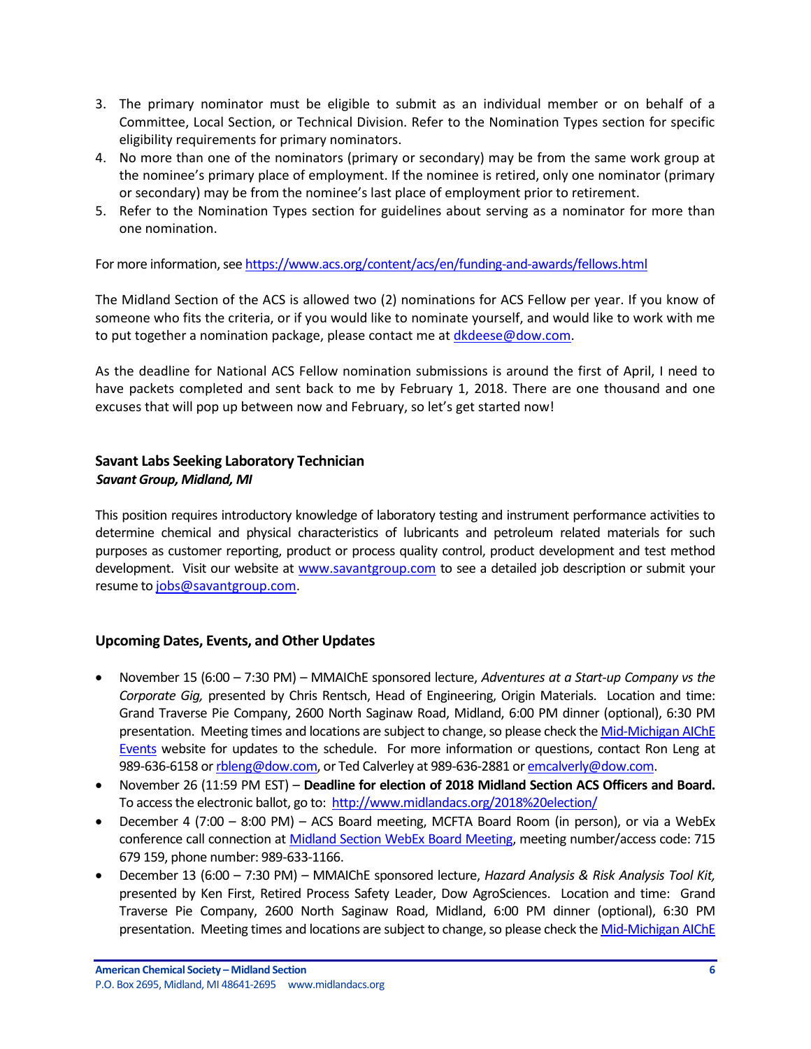3. The primary nominator must be eligible to submit as an individual member or on behalf of a Committee, Local Section, or Technical Division. Refer to the Nomination Types section for specific eligibility requirements for primary nominators.
4. No more than one of the nominators (primary or secondary) may be from the same work group at the nominee's primary place of employment. If the nominee is retired, only one nominator (primary or secondary) may be from the nominee's last place of employment prior to retirement.
5. Refer to the Nomination Types section for guidelines about serving as a nominator for more than one nomination.

For more information, see https://www.acs.org/content/acs/en/funding-and-awards/fellows.html

The Midland Section of the ACS is allowed two (2) nominations for ACS Fellow per year. If you know of someone who fits the criteria, or if you would like to nominate yourself, and would like to work with me to put together a nomination package, please contact me at dkdeese@dow.com.

As the deadline for National ACS Fellow nomination submissions is around the first of April, I need to have packets completed and sent back to me by February 1, 2018. There are one thousand and one excuses that will pop up between now and February, so let's get started now!

### Savant Labs Seeking Laboratory Technician

***Savant Group, Midland, MI***

This position requires introductory knowledge of laboratory testing and instrument performance activities to determine chemical and physical characteristics of lubricants and petroleum related materials for such purposes as customer reporting, product or process quality control, product development and test method development. Visit our website at www.savantgroup.com to see a detailed job description or submit your resume to jobs@savantgroup.com.

### Upcoming Dates, Events, and Other Updates

- November 15 (6:00 – 7:30 PM) – MMAIChE sponsored lecture, *Adventures at a Start-up Company vs the Corporate Gig,* presented by Chris Rentsch, Head of Engineering, Origin Materials. Location and time: Grand Traverse Pie Company, 2600 North Saginaw Road, Midland, 6:00 PM dinner (optional), 6:30 PM presentation. Meeting times and locations are subject to change, so please check the Mid-Michigan AIChE Events website for updates to the schedule. For more information or questions, contact Ron Leng at 989-636-6158 or rbleng@dow.com, or Ted Calverley at 989-636-2881 or emcalverly@dow.com.
- November 26 (11:59 PM EST) – **Deadline for election of 2018 Midland Section ACS Officers and Board.** To access the electronic ballot, go to: http://www.midlandacs.org/2018%20election/
- December 4 (7:00 – 8:00 PM) – ACS Board meeting, MCFTA Board Room (in person), or via a WebEx conference call connection at Midland Section WebEx Board Meeting, meeting number/access code: 715 679 159, phone number: 989-633-1166.
- December 13 (6:00 – 7:30 PM) – MMAIChE sponsored lecture, *Hazard Analysis & Risk Analysis Tool Kit,* presented by Ken First, Retired Process Safety Leader, Dow AgroSciences. Location and time: Grand Traverse Pie Company, 2600 North Saginaw Road, Midland, 6:00 PM dinner (optional), 6:30 PM presentation. Meeting times and locations are subject to change, so please check the Mid-Michigan AIChE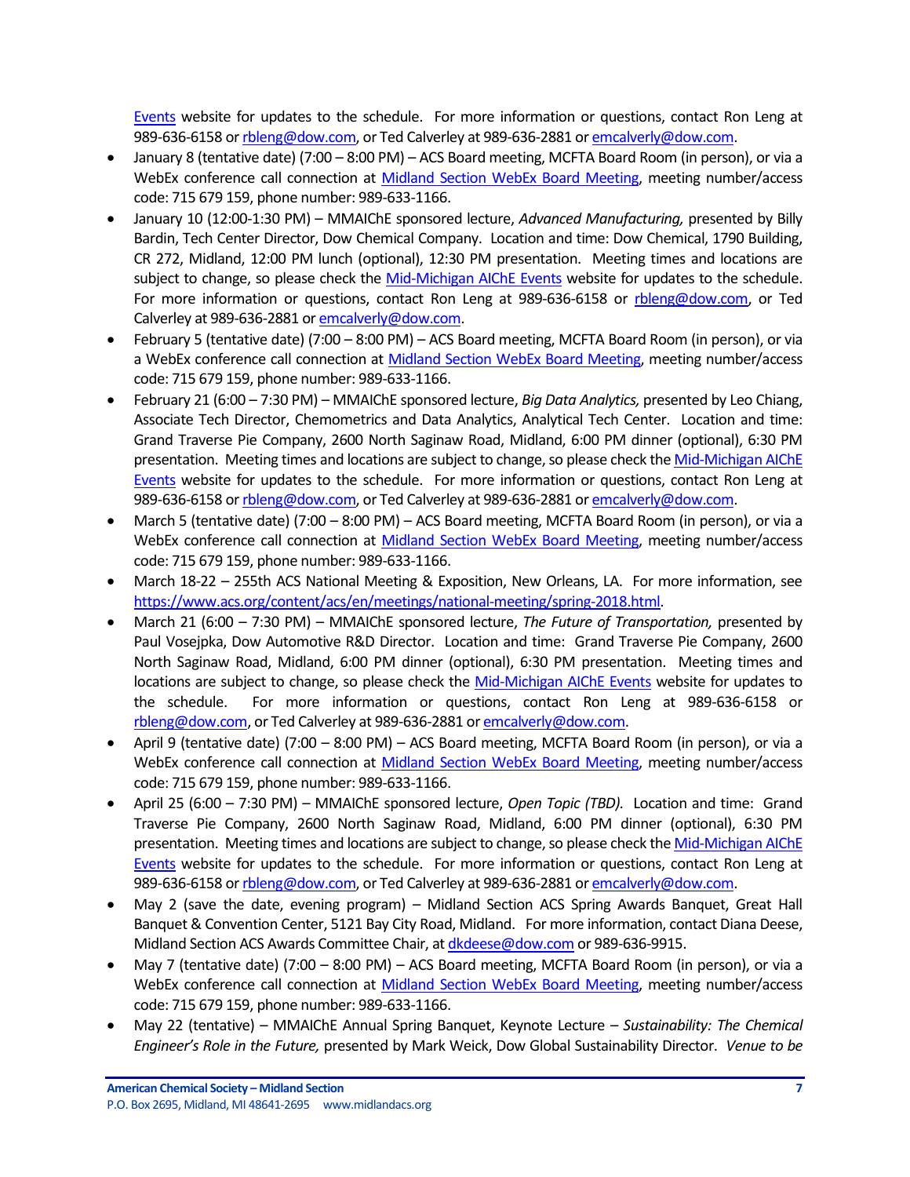Events website for updates to the schedule. For more information or questions, contact Ron Leng at 989-636-6158 or rbleng@dow.com, or Ted Calverley at 989-636-2881 or emcalverly@dow.com.

- January 8 (tentative date) (7:00 – 8:00 PM) – ACS Board meeting, MCFTA Board Room (in person), or via a WebEx conference call connection at Midland Section WebEx Board Meeting, meeting number/access code: 715 679 159, phone number: 989-633-1166.
- January 10 (12:00-1:30 PM) – MMAIChE sponsored lecture, *Advanced Manufacturing,* presented by Billy Bardin, Tech Center Director, Dow Chemical Company. Location and time: Dow Chemical, 1790 Building, CR 272, Midland, 12:00 PM lunch (optional), 12:30 PM presentation. Meeting times and locations are subject to change, so please check the Mid-Michigan AIChE Events website for updates to the schedule. For more information or questions, contact Ron Leng at 989-636-6158 or rbleng@dow.com, or Ted Calverley at 989-636-2881 or emcalverly@dow.com.
- February 5 (tentative date) (7:00 – 8:00 PM) – ACS Board meeting, MCFTA Board Room (in person), or via a WebEx conference call connection at Midland Section WebEx Board Meeting, meeting number/access code: 715 679 159, phone number: 989-633-1166.
- February 21 (6:00 – 7:30 PM) – MMAIChE sponsored lecture, *Big Data Analytics,* presented by Leo Chiang, Associate Tech Director, Chemometrics and Data Analytics, Analytical Tech Center. Location and time: Grand Traverse Pie Company, 2600 North Saginaw Road, Midland, 6:00 PM dinner (optional), 6:30 PM presentation. Meeting times and locations are subject to change, so please check the Mid-Michigan AIChE Events website for updates to the schedule. For more information or questions, contact Ron Leng at 989-636-6158 or rbleng@dow.com, or Ted Calverley at 989-636-2881 or emcalverly@dow.com.
- March 5 (tentative date) (7:00 – 8:00 PM) – ACS Board meeting, MCFTA Board Room (in person), or via a WebEx conference call connection at Midland Section WebEx Board Meeting, meeting number/access code: 715 679 159, phone number: 989-633-1166.
- March 18-22 – 255th ACS National Meeting & Exposition, New Orleans, LA. For more information, see https://www.acs.org/content/acs/en/meetings/national-meeting/spring-2018.html.
- March 21 (6:00 – 7:30 PM) – MMAIChE sponsored lecture, *The Future of Transportation,* presented by Paul Vosejpka, Dow Automotive R&D Director. Location and time: Grand Traverse Pie Company, 2600 North Saginaw Road, Midland, 6:00 PM dinner (optional), 6:30 PM presentation. Meeting times and locations are subject to change, so please check the Mid-Michigan AIChE Events website for updates to the schedule. For more information or questions, contact Ron Leng at 989-636-6158 or rbleng@dow.com, or Ted Calverley at 989-636-2881 or emcalverly@dow.com.
- April 9 (tentative date) (7:00 – 8:00 PM) – ACS Board meeting, MCFTA Board Room (in person), or via a WebEx conference call connection at Midland Section WebEx Board Meeting, meeting number/access code: 715 679 159, phone number: 989-633-1166.
- April 25 (6:00 – 7:30 PM) – MMAIChE sponsored lecture, *Open Topic (TBD).* Location and time: Grand Traverse Pie Company, 2600 North Saginaw Road, Midland, 6:00 PM dinner (optional), 6:30 PM presentation. Meeting times and locations are subject to change, so please check the Mid-Michigan AIChE Events website for updates to the schedule. For more information or questions, contact Ron Leng at 989-636-6158 or rbleng@dow.com, or Ted Calverley at 989-636-2881 or emcalverly@dow.com.
- May 2 (save the date, evening program) – Midland Section ACS Spring Awards Banquet, Great Hall Banquet & Convention Center, 5121 Bay City Road, Midland. For more information, contact Diana Deese, Midland Section ACS Awards Committee Chair, at dkdeese@dow.com or 989-636-9915.
- May 7 (tentative date) (7:00 – 8:00 PM) – ACS Board meeting, MCFTA Board Room (in person), or via a WebEx conference call connection at Midland Section WebEx Board Meeting, meeting number/access code: 715 679 159, phone number: 989-633-1166.
- May 22 (tentative) – MMAIChE Annual Spring Banquet, Keynote Lecture – *Sustainability: The Chemical Engineer's Role in the Future,* presented by Mark Weick, Dow Global Sustainability Director. *Venue to be*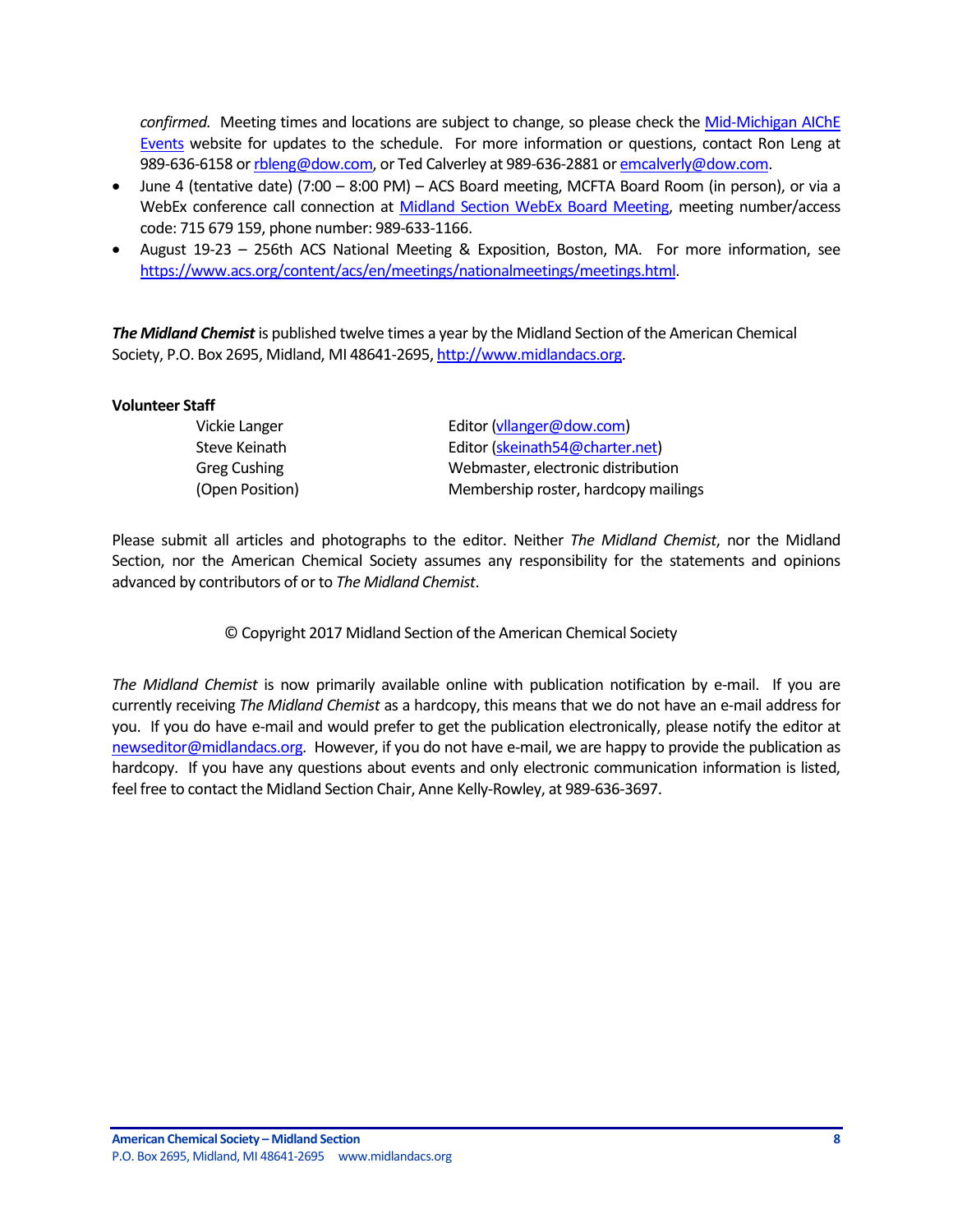*confirmed.* Meeting times and locations are subject to change, so please check the Mid-Michigan AIChE Events website for updates to the schedule. For more information or questions, contact Ron Leng at 989-636-6158 or rbleng@dow.com, or Ted Calverley at 989-636-2881 or emcalverly@dow.com.

- June 4 (tentative date) (7:00 – 8:00 PM) – ACS Board meeting, MCFTA Board Room (in person), or via a WebEx conference call connection at Midland Section WebEx Board Meeting, meeting number/access code: 715 679 159, phone number: 989-633-1166.
- August 19-23 – 256th ACS National Meeting & Exposition, Boston, MA. For more information, see https://www.acs.org/content/acs/en/meetings/nationalmeetings/meetings.html.

***The Midland Chemist*** is published twelve times a year by the Midland Section of the American Chemical Society, P.O. Box 2695, Midland, MI 48641-2695, http://www.midlandacs.org.

**Volunteer Staff**

| | |
|---|---|
| Vickie Langer | Editor (vllanger@dow.com) |
| Steve Keinath | Editor (skeinath54@charter.net) |
| Greg Cushing | Webmaster, electronic distribution |
| (Open Position) | Membership roster, hardcopy mailings |

Please submit all articles and photographs to the editor. Neither *The Midland Chemist*, nor the Midland Section, nor the American Chemical Society assumes any responsibility for the statements and opinions advanced by contributors of or to *The Midland Chemist*.

© Copyright 2017 Midland Section of the American Chemical Society

*The Midland Chemist* is now primarily available online with publication notification by e-mail. If you are currently receiving *The Midland Chemist* as a hardcopy, this means that we do not have an e-mail address for you. If you do have e-mail and would prefer to get the publication electronically, please notify the editor at newseditor@midlandacs.org. However, if you do not have e-mail, we are happy to provide the publication as hardcopy. If you have any questions about events and only electronic communication information is listed, feel free to contact the Midland Section Chair, Anne Kelly-Rowley, at 989-636-3697.